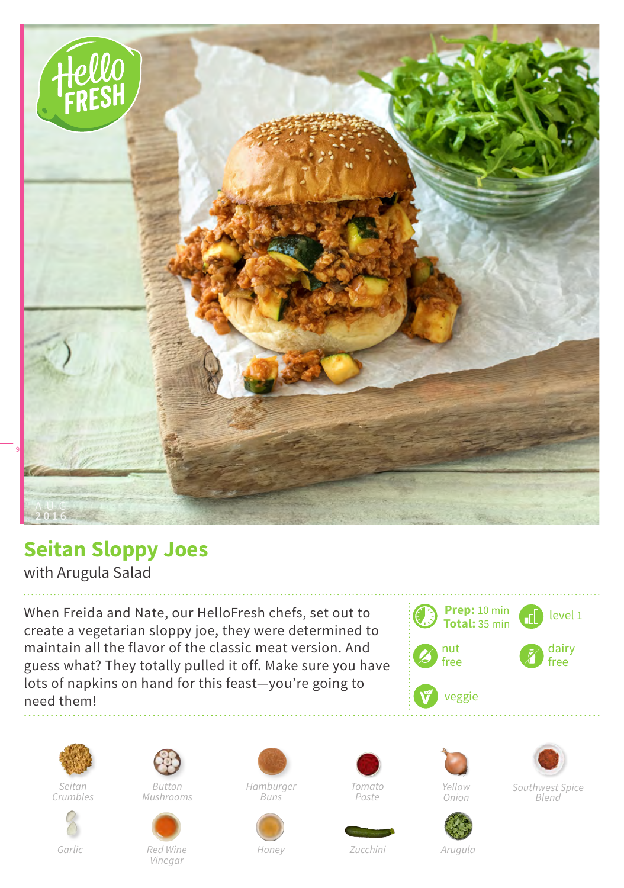# Seitan Sloppy Joes

with Arugula Salad

When Freida and Nate, our HelloFresh chefs, set out to create a vegetarian sloppy joe, they were determined to maintain all the flavor of the classic meat version. And guess what? They totally pulled it off. Make sure you have lots of napkins on hand for this feast—you're going to need them!

**Prep:** 10 min
**Total:** 35 min

level 1

nut free

dairy free

veggie

*Seitan Crumbles*

*Button Mushrooms*

*Hamburger Buns*

*Tomato Paste*

*Yellow Onion*

*Southwest Spice Blend*

*Garlic*

*Red Wine Vinegar*

*Honey*

*Zucchini*

*Arugula*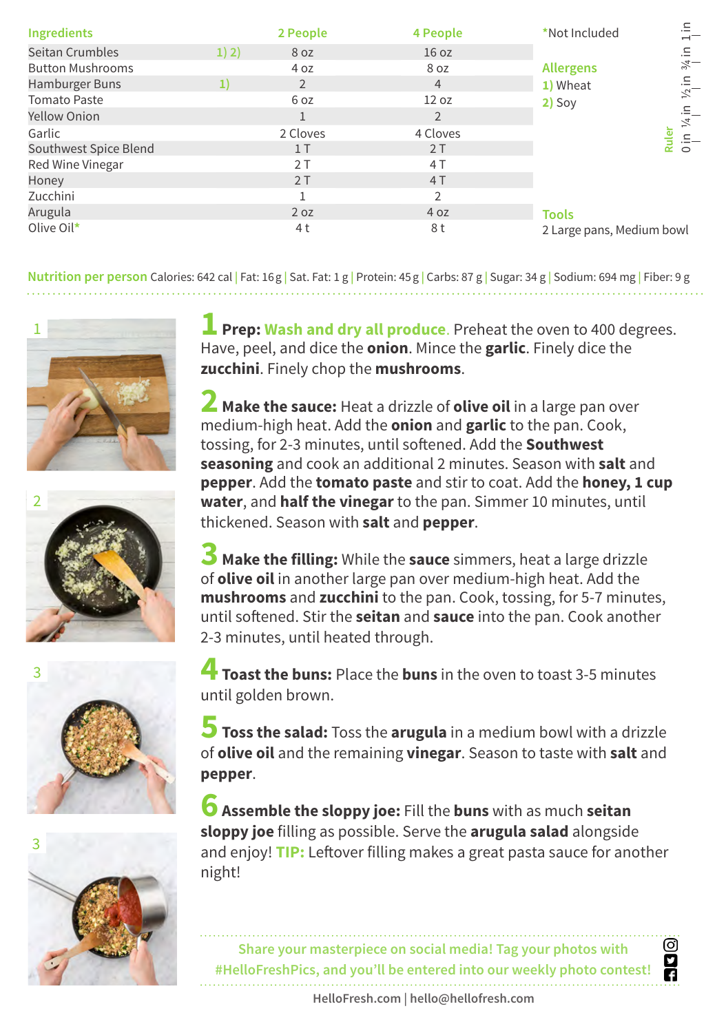| Ingredients | | 2 People | 4 People |
|---|---|---|---|
| Seitan Crumbles | 1) 2) | 8 oz | 16 oz |
| Button Mushrooms | | 4 oz | 8 oz |
| Hamburger Buns | 1) | 2 | 4 |
| Tomato Paste | | 6 oz | 12 oz |
| Yellow Onion | | 1 | 2 |
| Garlic | | 2 Cloves | 4 Cloves |
| Southwest Spice Blend | | 1 T | 2 T |
| Red Wine Vinegar | | 2 T | 4 T |
| Honey | | 2 T | 4 T |
| Zucchini | | 1 | 2 |
| Arugula | | 2 oz | 4 oz |
| Olive Oil* | | 4 t | 8 t |

*Not Included

**Allergens**
1) Wheat
2) Soy

Ruler: 0 in, 1/4 in, 1/2 in, 3/4 in, 1 in

**Tools**
2 Large pans, Medium bowl

**Nutrition per person** Calories: 642 cal | Fat: 16 g | Sat. Fat: 1 g | Protein: 45 g | Carbs: 87 g | Sugar: 34 g | Sodium: 694 mg | Fiber: 9 g

**1 Prep: Wash and dry all produce.** Preheat the oven to 400 degrees. Have, peel, and dice the **onion**. Mince the **garlic**. Finely dice the **zucchini**. Finely chop the **mushrooms**.

**2 Make the sauce:** Heat a drizzle of **olive oil** in a large pan over medium-high heat. Add the **onion** and **garlic** to the pan. Cook, tossing, for 2-3 minutes, until softened. Add the **Southwest seasoning** and cook an additional 2 minutes. Season with **salt** and **pepper**. Add the **tomato paste** and stir to coat. Add the **honey, 1 cup water**, and **half the vinegar** to the pan. Simmer 10 minutes, until thickened. Season with **salt** and **pepper**.

**3 Make the filling:** While the **sauce** simmers, heat a large drizzle of **olive oil** in another large pan over medium-high heat. Add the **mushrooms** and **zucchini** to the pan. Cook, tossing, for 5-7 minutes, until softened. Stir the **seitan** and **sauce** into the pan. Cook another 2-3 minutes, until heated through.

**4 Toast the buns:** Place the **buns** in the oven to toast 3-5 minutes until golden brown.

**5 Toss the salad:** Toss the **arugula** in a medium bowl with a drizzle of **olive oil** and the remaining **vinegar**. Season to taste with **salt** and **pepper**.

**6 Assemble the sloppy joe:** Fill the **buns** with as much **seitan sloppy joe** filling as possible. Serve the **arugula salad** alongside and enjoy! **TIP:** Leftover filling makes a great pasta sauce for another night!

Share your masterpiece on social media! Tag your photos with #HelloFreshPics, and you'll be entered into our weekly photo contest!

HelloFresh.com | hello@hellofresh.com